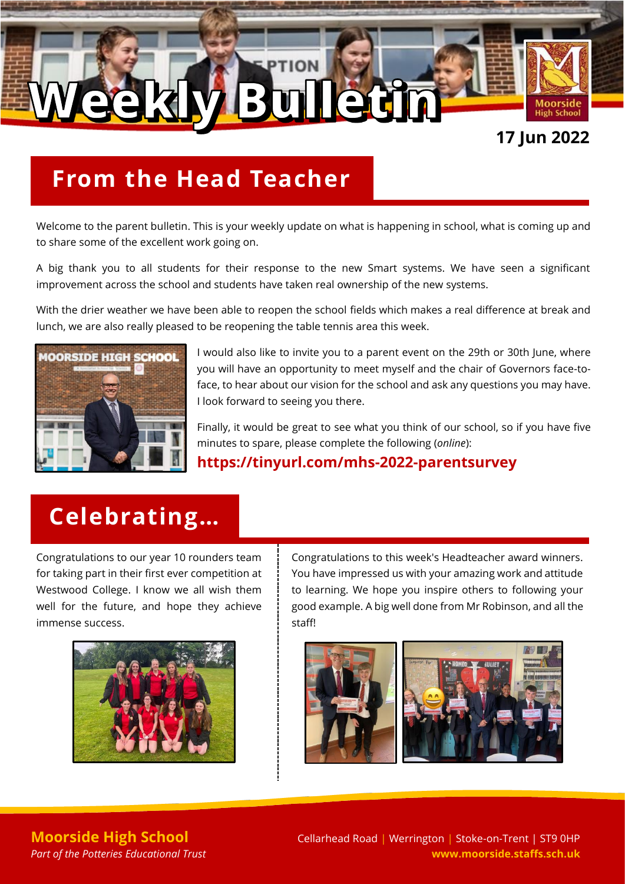# Weekly Bulletin

**17 Jun 2022**

## From the Head Teacher

Welcome to the parent bulletin. This is your weekly update on what is happening in school, what is coming up and to share some of the excellent work going on.

A big thank you to all students for their response to the new Smart systems. We have seen a significant improvement across the school and students have taken real ownership of the new systems.

With the drier weather we have been able to reopen the school fields which makes a real difference at break and lunch, we are also really pleased to be reopening the table tennis area this week.

I would also like to invite you to a parent event on the 29th or 30th June, where you will have an opportunity to meet myself and the chair of Governors face-to-face, to hear about our vision for the school and ask any questions you may have. I look forward to seeing you there.

Finally, it would be great to see what you think of our school, so if you have five minutes to spare, please complete the following (*online*):

**https://tinyurl.com/mhs-2022-parentsurvey**

## Celebrating...

Congratulations to our year 10 rounders team for taking part in their first ever competition at Westwood College. I know we all wish them well for the future, and hope they achieve immense success.

Congratulations to this week's Headteacher award winners. You have impressed us with your amazing work and attitude to learning. We hope you inspire others to following your good example. A big well done from Mr Robinson, and all the staff!

**Moorside High School**
*Part of the Potteries Educational Trust*

Cellarhead Road | Werrington | Stoke-on-Trent | ST9 0HP
**www.moorside.staffs.sch.uk**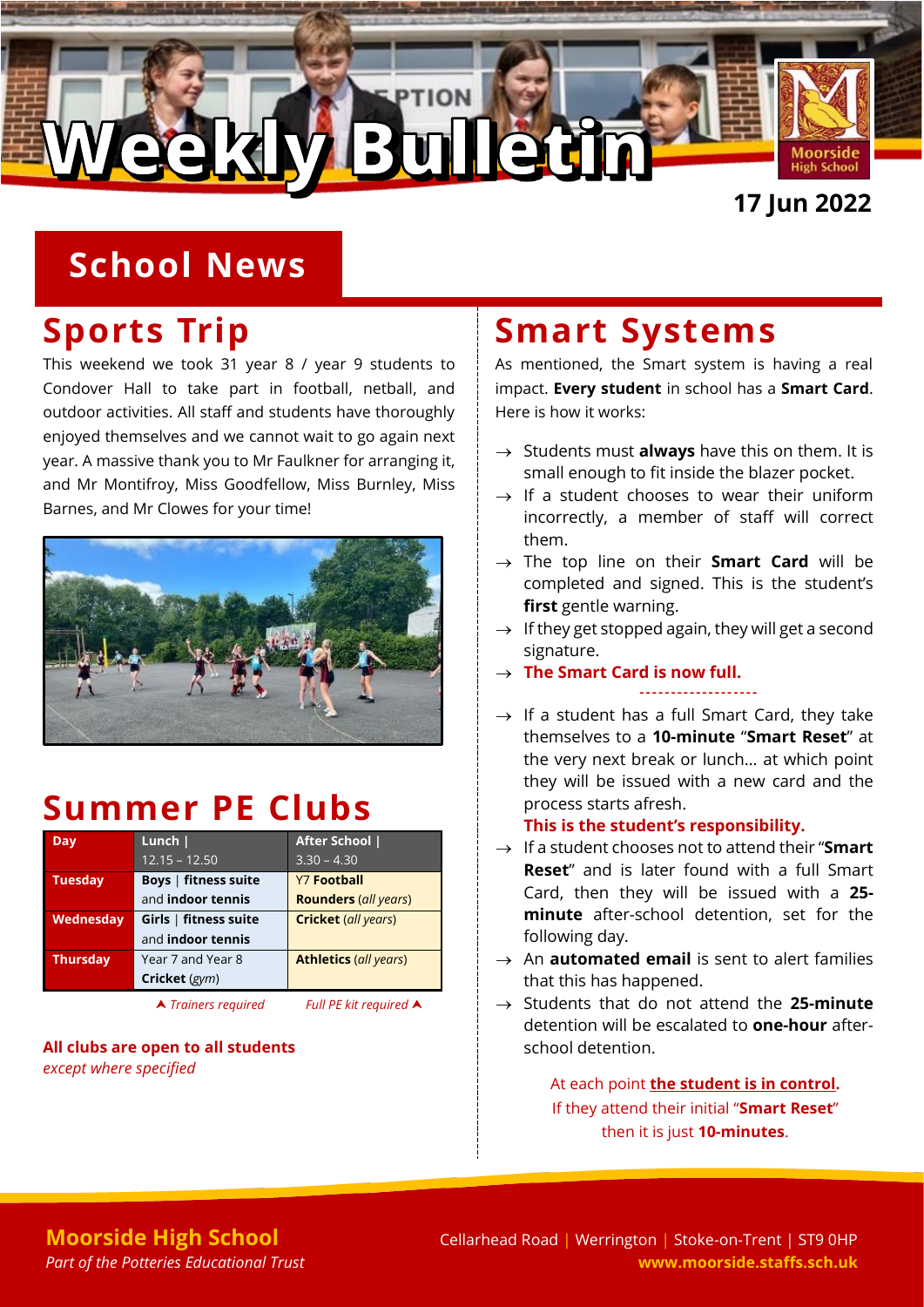# Weekly Bulletin

**17 Jun 2022**

## School News

### Sports Trip

This weekend we took 31 year 8 / year 9 students to Condover Hall to take part in football, netball, and outdoor activities. All staff and students have thoroughly enjoyed themselves and we cannot wait to go again next year. A massive thank you to Mr Faulkner for arranging it, and Mr Montifroy, Miss Goodfellow, Miss Burnley, Miss Barnes, and Mr Clowes for your time!

### Summer PE Clubs

| Day | Lunch \| 12.15 – 12.50 | After School \| 3.30 – 4.30 |
|---|---|---|
| **Tuesday** | **Boys** \| **fitness suite** and **indoor tennis** | Y7 **Football** **Rounders** (*all years*) |
| **Wednesday** | **Girls** \| **fitness suite** and **indoor tennis** | **Cricket** (*all years*) |
| **Thursday** | Year 7 and Year 8 **Cricket** (*gym*) | **Athletics** (*all years*) |

*Trainers required* — *Full PE kit required*

**All clubs are open to all students**
*except where specified*

### Smart Systems

As mentioned, the Smart system is having a real impact. **Every student** in school has a **Smart Card**. Here is how it works:

- Students must **always** have this on them. It is small enough to fit inside the blazer pocket.
- If a student chooses to wear their uniform incorrectly, a member of staff will correct them.
- The top line on their **Smart Card** will be completed and signed. This is the student's **first** gentle warning.
- If they get stopped again, they will get a second signature.
- **The Smart Card is now full.**

---

- If a student has a full Smart Card, they take themselves to a **10-minute** "**Smart Reset**" at the very next break or lunch… at which point they will be issued with a new card and the process starts afresh.
  **This is the student's responsibility.**
- If a student chooses not to attend their "**Smart Reset**" and is later found with a full Smart Card, then they will be issued with a **25-minute** after-school detention, set for the following day.
- An **automated email** is sent to alert families that this has happened.
- Students that do not attend the **25-minute** detention will be escalated to **one-hour** after-school detention.

At each point **the student is in control.**
If they attend their initial "**Smart Reset**"
then it is just **10-minutes**.

**Moorside High School**
*Part of the Potteries Educational Trust*

Cellarhead Road | Werrington | Stoke-on-Trent | ST9 0HP
**www.moorside.staffs.sch.uk**